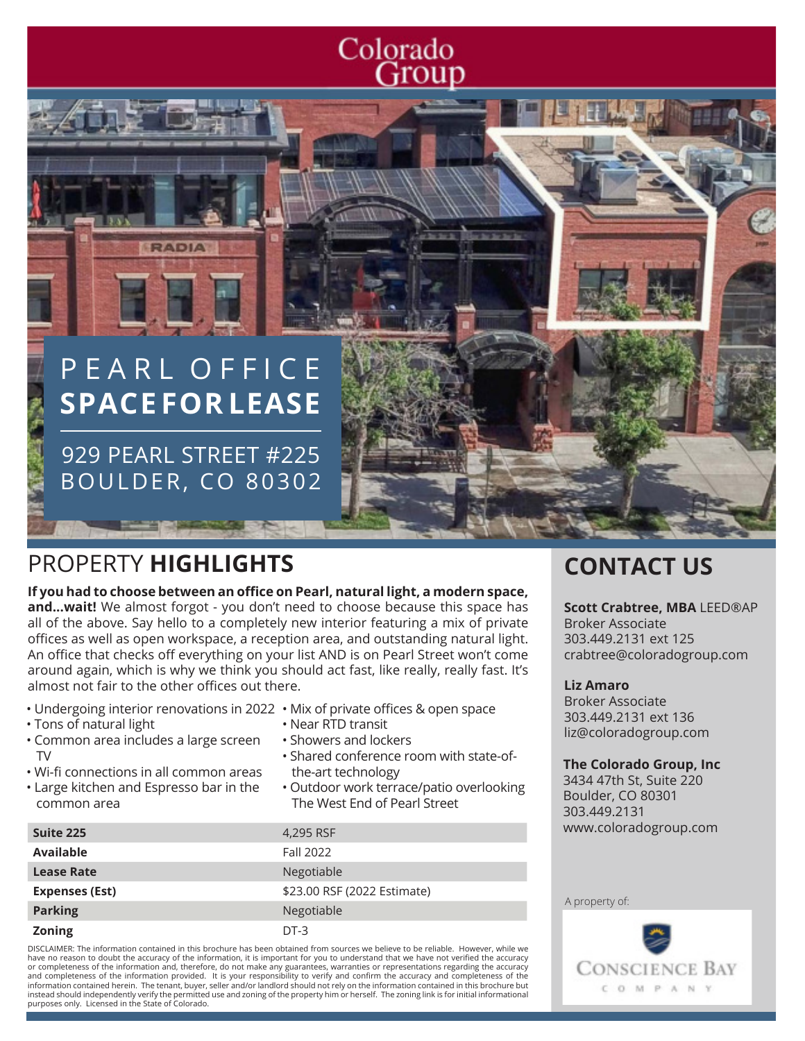Colorado Group

# PEARL OFFICE **SPACE FOR LEASE**

929 PEARL STREET #225
BOULDER, CO 80302

## PROPERTY **HIGHLIGHTS**

**If you had to choose between an office on Pearl, natural light, a modern space, and...wait!** We almost forgot - you don't need to choose because this space has all of the above. Say hello to a completely new interior featuring a mix of private offices as well as open workspace, a reception area, and outstanding natural light. An office that checks off everything on your list AND is on Pearl Street won't come around again, which is why we think you should act fast, like really, really fast. It's almost not fair to the other offices out there.

- Undergoing interior renovations in 2022
- Tons of natural light
- Common area includes a large screen TV
- Wi-fi connections in all common areas
- Large kitchen and Espresso bar in the common area
- Mix of private offices & open space
- Near RTD transit
- Showers and lockers
- Shared conference room with state-of-the-art technology
- Outdoor work terrace/patio overlooking The West End of Pearl Street

| | |
|---|---|
| **Suite 225** | 4,295 RSF |
| **Available** | Fall 2022 |
| **Lease Rate** | Negotiable |
| **Expenses (Est)** | $23.00 RSF (2022 Estimate) |
| **Parking** | Negotiable |
| **Zoning** | DT-3 |

DISCLAIMER: The information contained in this brochure has been obtained from sources we believe to be reliable. However, while we have no reason to doubt the accuracy of the information, it is important for you to understand that we have not verified the accuracy or completeness of the information and, therefore, do not make any guarantees, warranties or representations regarding the accuracy and completeness of the information provided. It is your responsibility to verify and confirm the accuracy and completeness of the information contained herein. The tenant, buyer, seller and/or landlord should not rely on the information contained in this brochure but instead should independently verify the permitted use and zoning of the property him or herself. The zoning link is for initial informational purposes only. Licensed in the State of Colorado.

## CONTACT US

**Scott Crabtree, MBA** LEED®AP
Broker Associate
303.449.2131 ext 125
crabtree@coloradogroup.com

**Liz Amaro**
Broker Associate
303.449.2131 ext 136
liz@coloradogroup.com

**The Colorado Group, Inc**
3434 47th St, Suite 220
Boulder, CO 80301
303.449.2131
www.coloradogroup.com

A property of:

CONSCIENCE BAY COMPANY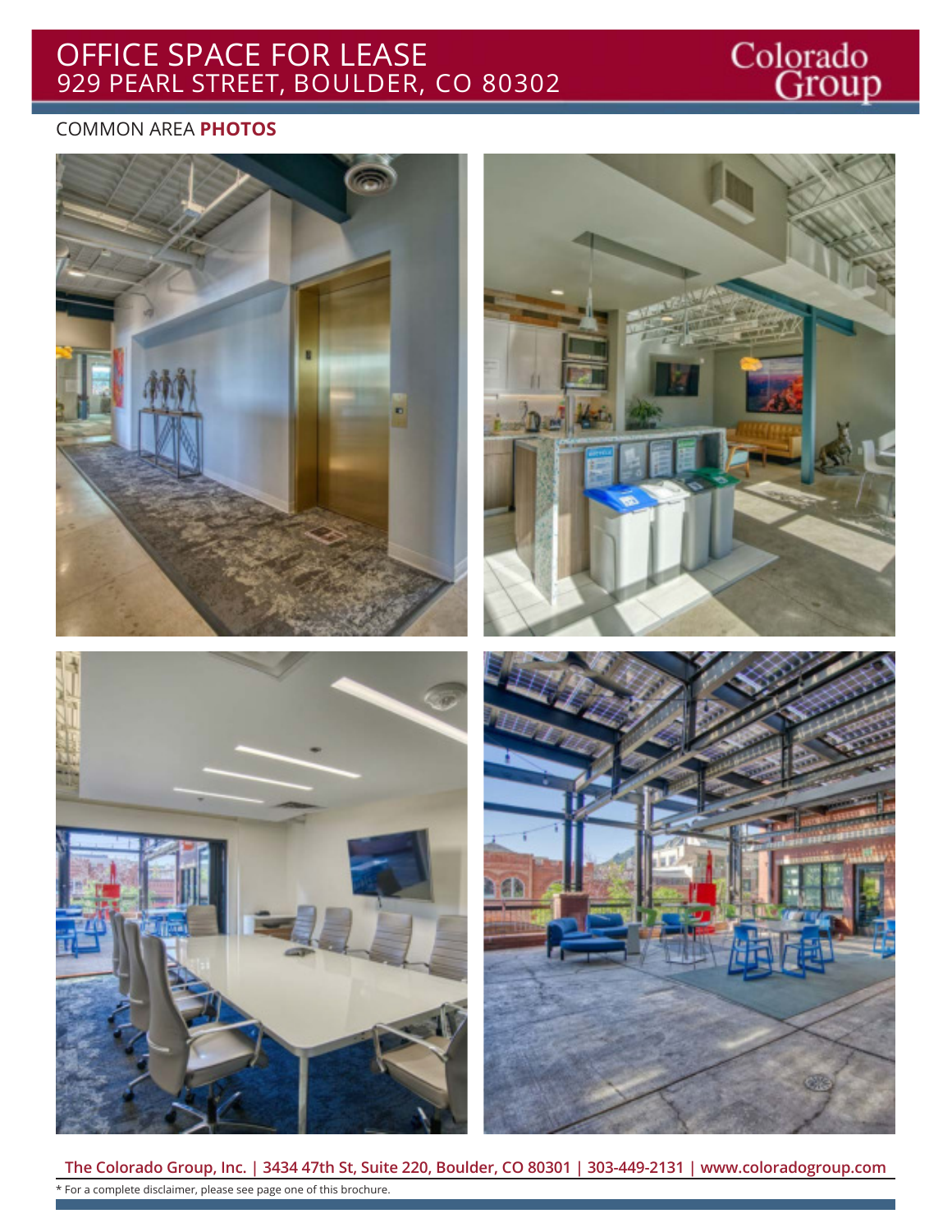# OFFICE SPACE FOR LEASE
## 929 PEARL STREET, BOULDER, CO 80302

COMMON AREA **PHOTOS**

**The Colorado Group, Inc. | 3434 47th St, Suite 220, Boulder, CO 80301 | 303-449-2131 | www.coloradogroup.com**

* For a complete disclaimer, please see page one of this brochure.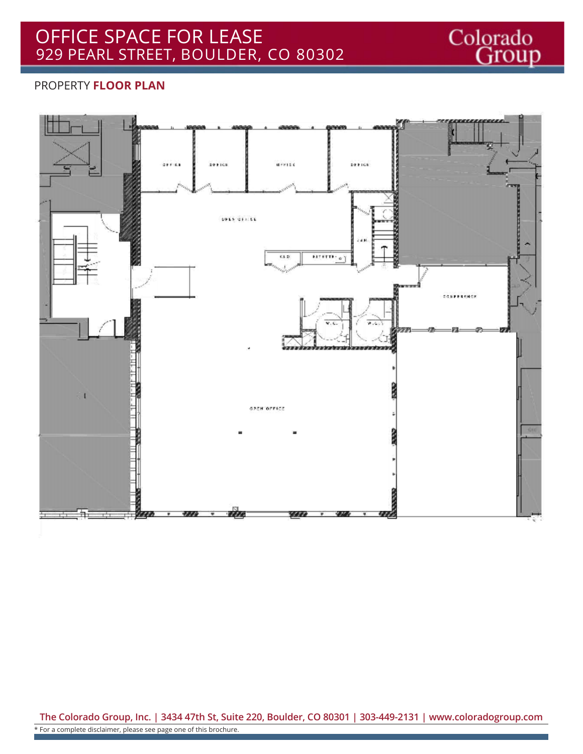# OFFICE SPACE FOR LEASE
## 929 PEARL STREET, BOULDER, CO 80302

PROPERTY **FLOOR PLAN**

OFFICE

OFFICE

OFFICE

OFFICE

OPEN OFFICE

JAN.

CLO.

KITCHEN

CONFERENCE

W.C.

W.C.

OPEN OFFICE

**The Colorado Group, Inc. | 3434 47th St, Suite 220, Boulder, CO 80301 | 303-449-2131 | www.coloradogroup.com**

* For a complete disclaimer, please see page one of this brochure.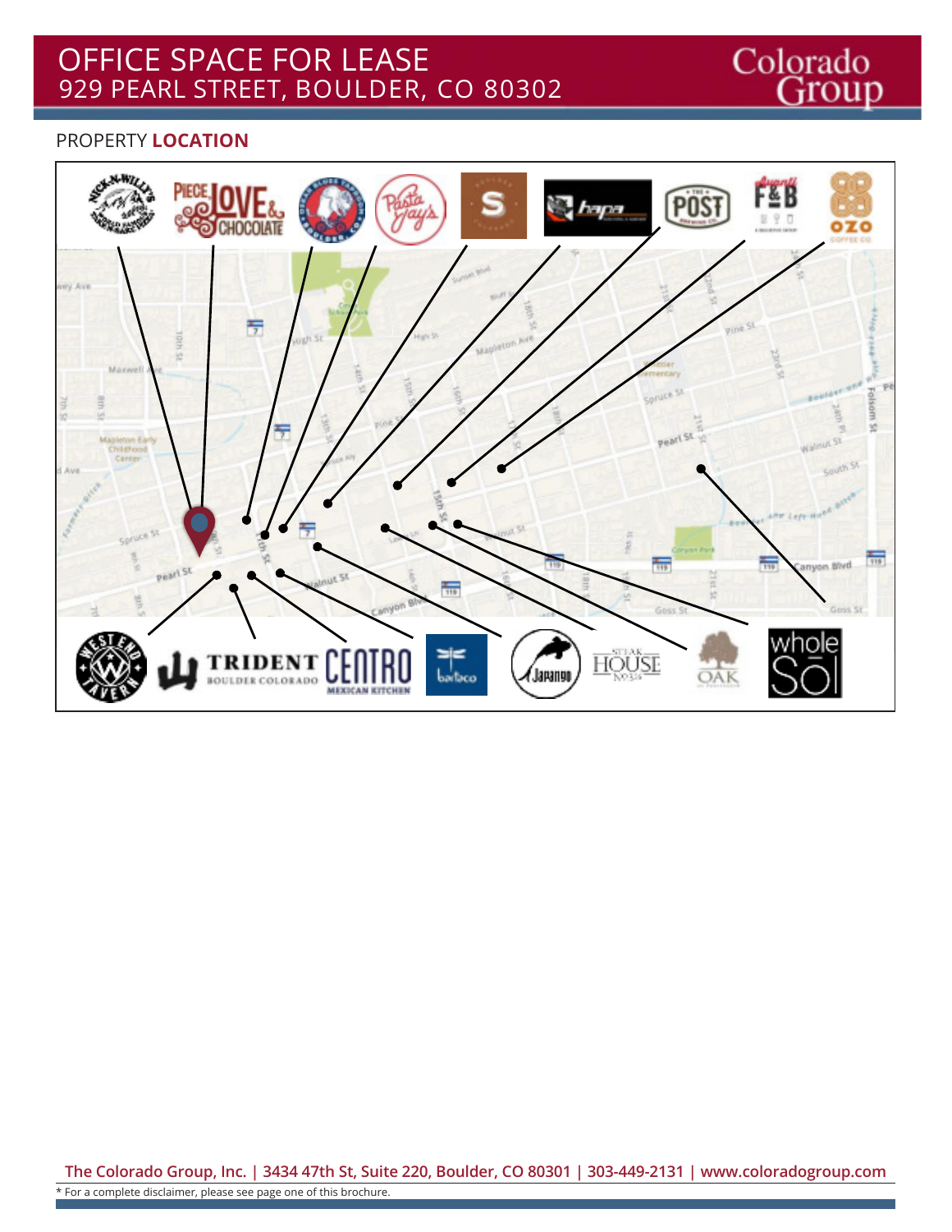# OFFICE SPACE FOR LEASE
929 PEARL STREET, BOULDER, CO 80302

Colorado Group

PROPERTY **LOCATION**

**The Colorado Group, Inc. | 3434 47th St, Suite 220, Boulder, CO 80301 | 303-449-2131 | www.coloradogroup.com**

* For a complete disclaimer, please see page one of this brochure.